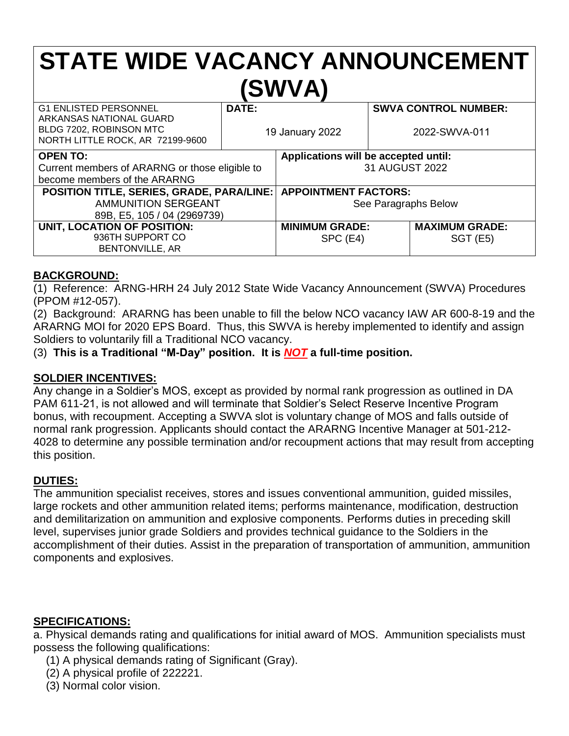# STATE WIDE VACANCY ANNOUNCEMENT (SWVA)

| G1 ENLISTED PERSONNEL<br>ARKANSAS NATIONAL GUARD<br>BLDG 7202, ROBINSON MTC<br>NORTH LITTLE ROCK, AR 72199-9600 | **DATE:**<br>19 January 2022 | **SWVA CONTROL NUMBER:**<br>2022-SWVA-011 |
|---|---|---|

| **OPEN TO:**<br>Current members of ARARNG or those eligible to become members of the ARARNG | **Applications will be accepted until:**<br>31 AUGUST 2022 | |
|---|---|---|
| **POSITION TITLE, SERIES, GRADE, PARA/LINE:**<br>AMMUNITION SERGEANT<br>89B, E5, 105 / 04 (2969739) | **APPOINTMENT FACTORS:**<br>See Paragraphs Below | |
| **UNIT, LOCATION OF POSITION:**<br>936TH SUPPORT CO<br>BENTONVILLE, AR | **MINIMUM GRADE:**<br>SPC (E4) | **MAXIMUM GRADE:**<br>SGT (E5) |

## BACKGROUND:

(1) Reference: ARNG-HRH 24 July 2012 State Wide Vacancy Announcement (SWVA) Procedures (PPOM #12-057).

(2) Background: ARARNG has been unable to fill the below NCO vacancy IAW AR 600-8-19 and the ARARNG MOI for 2020 EPS Board. Thus, this SWVA is hereby implemented to identify and assign Soldiers to voluntarily fill a Traditional NCO vacancy.

(3) **This is a Traditional "M-Day" position. It is *NOT* a full-time position.**

## SOLDIER INCENTIVES:

Any change in a Soldier's MOS, except as provided by normal rank progression as outlined in DA PAM 611-21, is not allowed and will terminate that Soldier's Select Reserve Incentive Program bonus, with recoupment. Accepting a SWVA slot is voluntary change of MOS and falls outside of normal rank progression. Applicants should contact the ARARNG Incentive Manager at 501-212-4028 to determine any possible termination and/or recoupment actions that may result from accepting this position.

## DUTIES:

The ammunition specialist receives, stores and issues conventional ammunition, guided missiles, large rockets and other ammunition related items; performs maintenance, modification, destruction and demilitarization on ammunition and explosive components. Performs duties in preceding skill level, supervises junior grade Soldiers and provides technical guidance to the Soldiers in the accomplishment of their duties. Assist in the preparation of transportation of ammunition, ammunition components and explosives.

## SPECIFICATIONS:

a. Physical demands rating and qualifications for initial award of MOS. Ammunition specialists must possess the following qualifications:

(1) A physical demands rating of Significant (Gray).

(2) A physical profile of 222221.

(3) Normal color vision.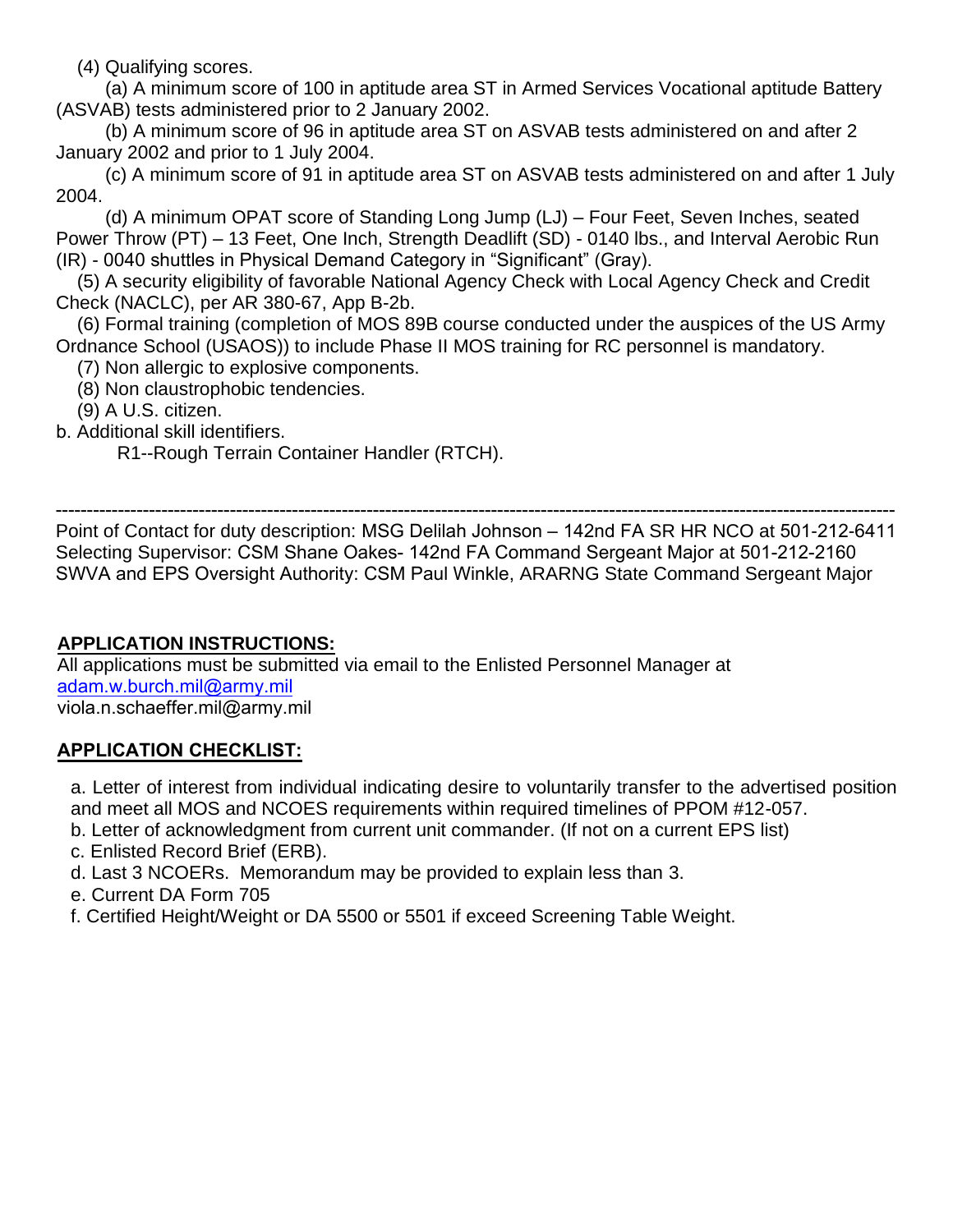(4) Qualifying scores.

(a) A minimum score of 100 in aptitude area ST in Armed Services Vocational aptitude Battery (ASVAB) tests administered prior to 2 January 2002.

(b) A minimum score of 96 in aptitude area ST on ASVAB tests administered on and after 2 January 2002 and prior to 1 July 2004.

(c) A minimum score of 91 in aptitude area ST on ASVAB tests administered on and after 1 July 2004.

(d) A minimum OPAT score of Standing Long Jump (LJ) – Four Feet, Seven Inches, seated Power Throw (PT) – 13 Feet, One Inch, Strength Deadlift (SD) - 0140 lbs., and Interval Aerobic Run (IR) - 0040 shuttles in Physical Demand Category in "Significant" (Gray).

(5) A security eligibility of favorable National Agency Check with Local Agency Check and Credit Check (NACLC), per AR 380-67, App B-2b.

(6) Formal training (completion of MOS 89B course conducted under the auspices of the US Army Ordnance School (USAOS)) to include Phase II MOS training for RC personnel is mandatory.

(7) Non allergic to explosive components.

(8) Non claustrophobic tendencies.

(9) A U.S. citizen.

b. Additional skill identifiers.

R1--Rough Terrain Container Handler (RTCH).

---

Point of Contact for duty description: MSG Delilah Johnson – 142nd FA SR HR NCO at 501-212-6411
Selecting Supervisor: CSM Shane Oakes- 142nd FA Command Sergeant Major at 501-212-2160
SWVA and EPS Oversight Authority: CSM Paul Winkle, ARARNG State Command Sergeant Major

## APPLICATION INSTRUCTIONS:

All applications must be submitted via email to the Enlisted Personnel Manager at
adam.w.burch.mil@army.mil
viola.n.schaeffer.mil@army.mil

## APPLICATION CHECKLIST:

a. Letter of interest from individual indicating desire to voluntarily transfer to the advertised position and meet all MOS and NCOES requirements within required timelines of PPOM #12-057.

b. Letter of acknowledgment from current unit commander. (If not on a current EPS list)

c. Enlisted Record Brief (ERB).

d. Last 3 NCOERs. Memorandum may be provided to explain less than 3.

e. Current DA Form 705

f. Certified Height/Weight or DA 5500 or 5501 if exceed Screening Table Weight.